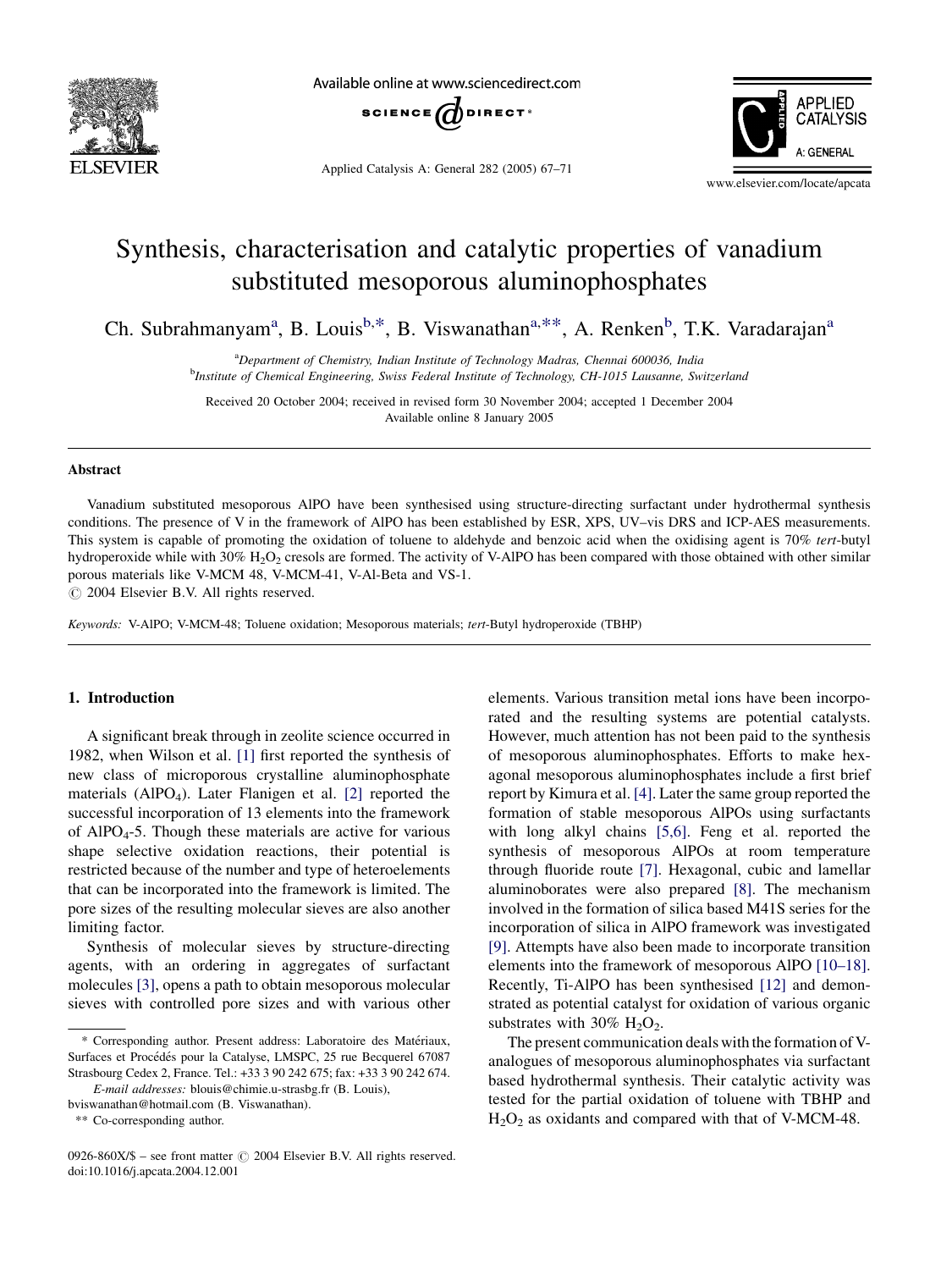# Synthesis, characterisation and catalytic properties of vanadium substituted mesoporous aluminophosphates

Ch. Subrahmanyam[a], B. Louis[b,*], B. Viswanathan[a,**], A. Renken[b], T.K. Varadarajan[a]

[a]*Department of Chemistry, Indian Institute of Technology Madras, Chennai 600036, India*

[b]*Institute of Chemical Engineering, Swiss Federal Institute of Technology, CH-1015 Lausanne, Switzerland*

Received 20 October 2004; received in revised form 30 November 2004; accepted 1 December 2004
Available online 8 January 2005

## Abstract

Vanadium substituted mesoporous AlPO have been synthesised using structure-directing surfactant under hydrothermal synthesis conditions. The presence of V in the framework of AlPO has been established by ESR, XPS, UV–vis DRS and ICP-AES measurements. This system is capable of promoting the oxidation of toluene to aldehyde and benzoic acid when the oxidising agent is 70% *tert*-butyl hydroperoxide while with 30% $H_2O_2$ cresols are formed. The activity of V-AlPO has been compared with those obtained with other similar porous materials like V-MCM 48, V-MCM-41, V-Al-Beta and VS-1.

© 2004 Elsevier B.V. All rights reserved.

*Keywords:* V-AlPO; V-MCM-48; Toluene oxidation; Mesoporous materials; *tert*-Butyl hydroperoxide (TBHP)

## 1. Introduction

A significant break through in zeolite science occurred in 1982, when Wilson et al. [1] first reported the synthesis of new class of microporous crystalline aluminophosphate materials ($AlPO_4$). Later Flanigen et al. [2] reported the successful incorporation of 13 elements into the framework of $AlPO_4$-5. Though these materials are active for various shape selective oxidation reactions, their potential is restricted because of the number and type of heteroelements that can be incorporated into the framework is limited. The pore sizes of the resulting molecular sieves are also another limiting factor.

Synthesis of molecular sieves by structure-directing agents, with an ordering in aggregates of surfactant molecules [3], opens a path to obtain mesoporous molecular sieves with controlled pore sizes and with various other elements. Various transition metal ions have been incorporated and the resulting systems are potential catalysts. However, much attention has not been paid to the synthesis of mesoporous aluminophosphates. Efforts to make hexagonal mesoporous aluminophosphates include a first brief report by Kimura et al. [4]. Later the same group reported the formation of stable mesoporous AlPOs using surfactants with long alkyl chains [5,6]. Feng et al. reported the synthesis of mesoporous AlPOs at room temperature through fluoride route [7]. Hexagonal, cubic and lamellar aluminoborates were also prepared [8]. The mechanism involved in the formation of silica based M41S series for the incorporation of silica in AlPO framework was investigated [9]. Attempts have also been made to incorporate transition elements into the framework of mesoporous AlPO [10–18]. Recently, Ti-AlPO has been synthesised [12] and demonstrated as potential catalyst for oxidation of various organic substrates with 30% $H_2O_2$.

The present communication deals with the formation of V-analogues of mesoporous aluminophosphates via surfactant based hydrothermal synthesis. Their catalytic activity was tested for the partial oxidation of toluene with TBHP and $H_2O_2$ as oxidants and compared with that of V-MCM-48.

---

\* Corresponding author. Present address: Laboratoire des Matériaux, Surfaces et Procédés pour la Catalyse, LMSPC, 25 rue Becquerel 67087 Strasbourg Cedex 2, France. Tel.: +33 3 90 242 675; fax: +33 3 90 242 674.

*E-mail addresses:* blouis@chimie.u-strasbg.fr (B. Louis), bviswanathan@hotmail.com (B. Viswanathan).

\*\* Co-corresponding author.

0926-860X/$ – see front matter © 2004 Elsevier B.V. All rights reserved.
doi:10.1016/j.apcata.2004.12.001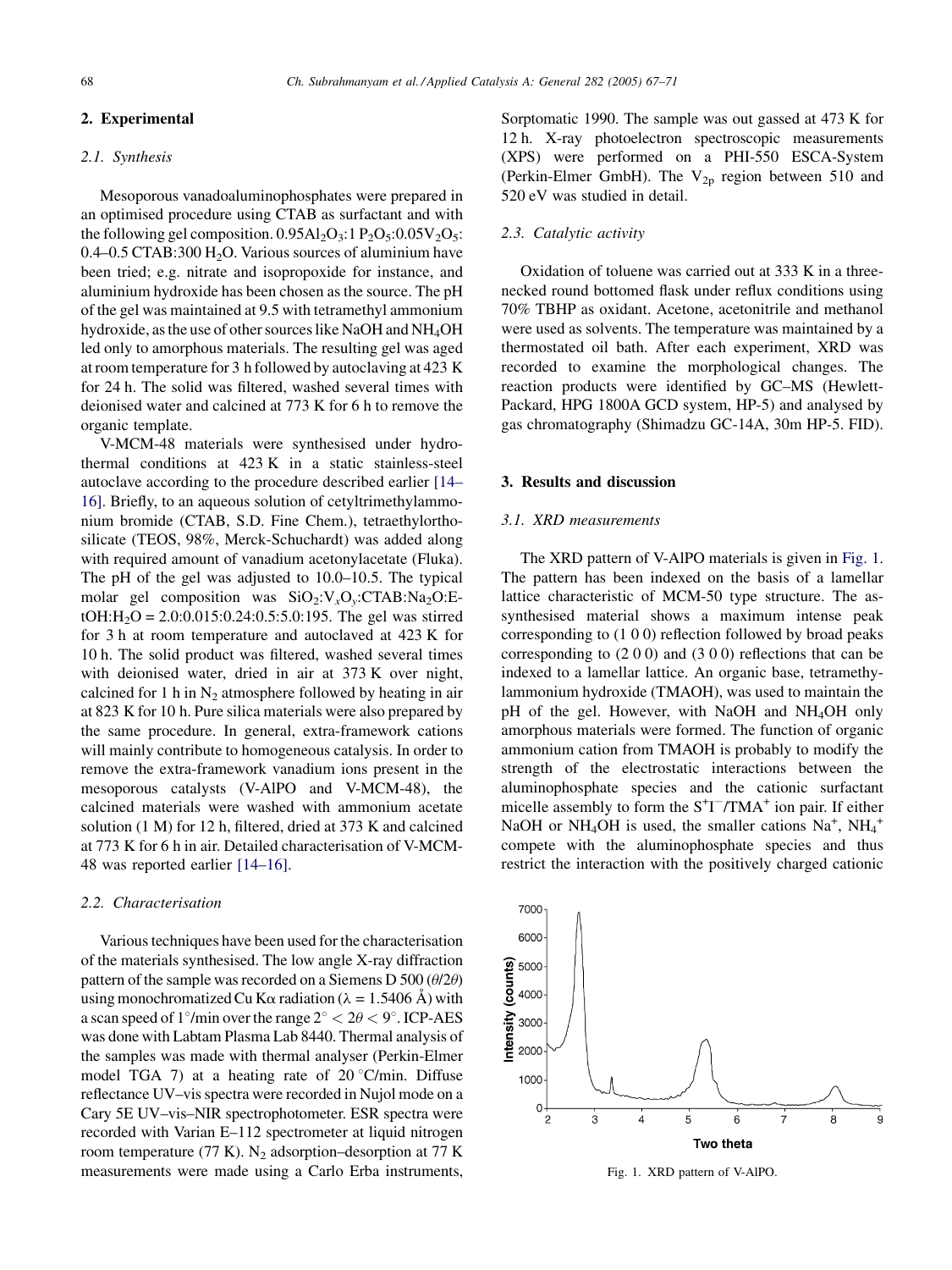## 2. Experimental

### 2.1. Synthesis

Mesoporous vanadoaluminophosphates were prepared in an optimised procedure using CTAB as surfactant and with the following gel composition. $0.95Al_2O_3$:1 $P_2O_5$:$0.05V_2O_5$: 0.4–0.5 CTAB:300 $H_2O$. Various sources of aluminium have been tried; e.g. nitrate and isopropoxide for instance, and aluminium hydroxide has been chosen as the source. The pH of the gel was maintained at 9.5 with tetramethyl ammonium hydroxide, as the use of other sources like NaOH and $NH_4OH$ led only to amorphous materials. The resulting gel was aged at room temperature for 3 h followed by autoclaving at 423 K for 24 h. The solid was filtered, washed several times with deionised water and calcined at 773 K for 6 h to remove the organic template.

V-MCM-48 materials were synthesised under hydrothermal conditions at 423 K in a static stainless-steel autoclave according to the procedure described earlier [14–16]. Briefly, to an aqueous solution of cetyltrimethylammonium bromide (CTAB, S.D. Fine Chem.), tetraethylorthosilicate (TEOS, 98%, Merck-Schuchardt) was added along with required amount of vanadium acetonylacetate (Fluka). The pH of the gel was adjusted to 10.0–10.5. The typical molar gel composition was $SiO_2$:$V_xO_y$:CTAB:$Na_2O$:EtOH:$H_2O$ = 2.0:0.015:0.24:0.5:5.0:195. The gel was stirred for 3 h at room temperature and autoclaved at 423 K for 10 h. The solid product was filtered, washed several times with deionised water, dried in air at 373 K over night, calcined for 1 h in $N_2$ atmosphere followed by heating in air at 823 K for 10 h. Pure silica materials were also prepared by the same procedure. In general, extra-framework cations will mainly contribute to homogeneous catalysis. In order to remove the extra-framework vanadium ions present in the mesoporous catalysts (V-AlPO and V-MCM-48), the calcined materials were washed with ammonium acetate solution (1 M) for 12 h, filtered, dried at 373 K and calcined at 773 K for 6 h in air. Detailed characterisation of V-MCM-48 was reported earlier [14–16].

### 2.2. Characterisation

Various techniques have been used for the characterisation of the materials synthesised. The low angle X-ray diffraction pattern of the sample was recorded on a Siemens D 500 ($\theta/2\theta$) using monochromatized Cu Kα radiation ($\lambda$ = 1.5406 Å) with a scan speed of 1°/min over the range $2^\circ < 2\theta < 9^\circ$. ICP-AES was done with Labtam Plasma Lab 8440. Thermal analysis of the samples was made with thermal analyser (Perkin-Elmer model TGA 7) at a heating rate of 20 °C/min. Diffuse reflectance UV–vis spectra were recorded in Nujol mode on a Cary 5E UV–vis–NIR spectrophotometer. ESR spectra were recorded with Varian E–112 spectrometer at liquid nitrogen room temperature (77 K). $N_2$ adsorption–desorption at 77 K measurements were made using a Carlo Erba instruments, Sorptomatic 1990. The sample was out gassed at 473 K for 12 h. X-ray photoelectron spectroscopic measurements (XPS) were performed on a PHI-550 ESCA-System (Perkin-Elmer GmbH). The $V_{2p}$ region between 510 and 520 eV was studied in detail.

### 2.3. Catalytic activity

Oxidation of toluene was carried out at 333 K in a three-necked round bottomed flask under reflux conditions using 70% TBHP as oxidant. Acetone, acetonitrile and methanol were used as solvents. The temperature was maintained by a thermostated oil bath. After each experiment, XRD was recorded to examine the morphological changes. The reaction products were identified by GC–MS (Hewlett-Packard, HPG 1800A GCD system, HP-5) and analysed by gas chromatography (Shimadzu GC-14A, 30m HP-5. FID).

## 3. Results and discussion

### 3.1. XRD measurements

The XRD pattern of V-AlPO materials is given in Fig. 1. The pattern has been indexed on the basis of a lamellar lattice characteristic of MCM-50 type structure. The as-synthesised material shows a maximum intense peak corresponding to (1 0 0) reflection followed by broad peaks corresponding to (2 0 0) and (3 0 0) reflections that can be indexed to a lamellar lattice. An organic base, tetramethylammonium hydroxide (TMAOH), was used to maintain the pH of the gel. However, with NaOH and $NH_4OH$ only amorphous materials were formed. The function of organic ammonium cation from TMAOH is probably to modify the strength of the electrostatic interactions between the aluminophosphate species and the cationic surfactant micelle assembly to form the $S^+I^-/TMA^+$ ion pair. If either NaOH or $NH_4OH$ is used, the smaller cations $Na^+$, $NH_4^+$ compete with the aluminophosphate species and thus restrict the interaction with the positively charged cationic

Fig. 1. XRD pattern of V-AlPO.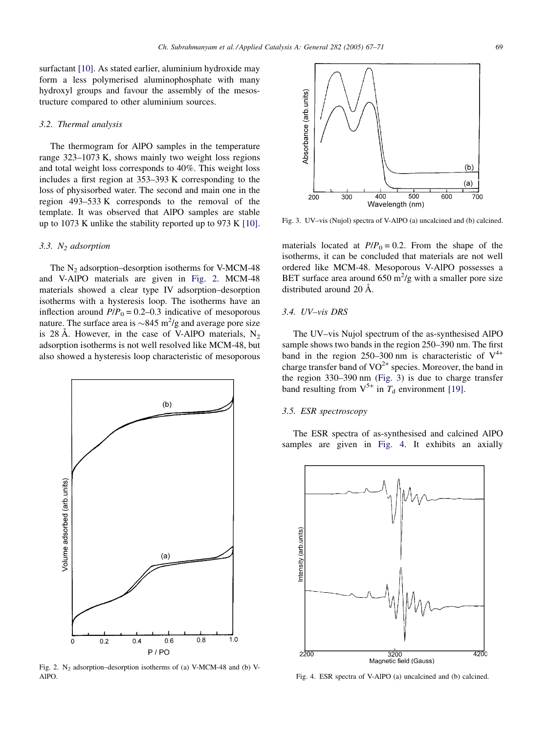surfactant [10]. As stated earlier, aluminium hydroxide may form a less polymerised aluminophosphate with many hydroxyl groups and favour the assembly of the mesostructure compared to other aluminium sources.

### 3.2. Thermal analysis

The thermogram for AlPO samples in the temperature range 323–1073 K, shows mainly two weight loss regions and total weight loss corresponds to 40%. This weight loss includes a first region at 353–393 K corresponding to the loss of physisorbed water. The second and main one in the region 493–533 K corresponds to the removal of the template. It was observed that AlPO samples are stable up to 1073 K unlike the stability reported up to 973 K [10].

### 3.3. $N_2$ adsorption

The $N_2$ adsorption–desorption isotherms for V-MCM-48 and V-AlPO materials are given in Fig. 2. MCM-48 materials showed a clear type IV adsorption–desorption isotherms with a hysteresis loop. The isotherms have an inflection around $P/P_0 = 0.2$–$0.3$ indicative of mesoporous nature. The surface area is ~845 $m^2/g$ and average pore size is 28 Å. However, in the case of V-AlPO materials, $N_2$ adsorption isotherms is not well resolved like MCM-48, but also showed a hysteresis loop characteristic of mesoporous materials located at $P/P_0 = 0.2$. From the shape of the isotherms, it can be concluded that materials are not well ordered like MCM-48. Mesoporous V-AlPO possesses a BET surface area around 650 $m^2/g$ with a smaller pore size distributed around 20 Å.

Fig. 2. $N_2$ adsorption–desorption isotherms of (a) V-MCM-48 and (b) V-AlPO.

Fig. 3. UV–vis (Nujol) spectra of V-AlPO (a) uncalcined and (b) calcined.

### 3.4. UV–vis DRS

The UV–vis Nujol spectrum of the as-synthesised AlPO sample shows two bands in the region 250–390 nm. The first band in the region 250–300 nm is characteristic of $V^{4+}$ charge transfer band of $VO^{2+}$ species. Moreover, the band in the region 330–390 nm (Fig. 3) is due to charge transfer band resulting from $V^{5+}$ in $T_d$ environment [19].

### 3.5. ESR spectroscopy

The ESR spectra of as-synthesised and calcined AlPO samples are given in Fig. 4. It exhibits an axially

Fig. 4. ESR spectra of V-AlPO (a) uncalcined and (b) calcined.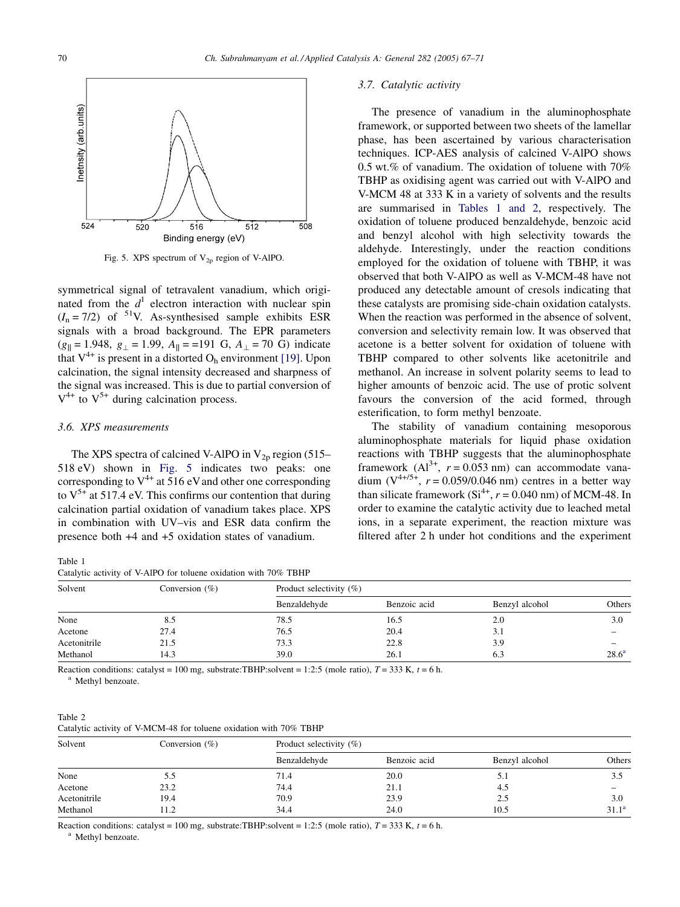Fig. 5. XPS spectrum of $V_{2p}$ region of V-AlPO.

symmetrical signal of tetravalent vanadium, which originated from the $d^1$ electron interaction with nuclear spin ($I_n = 7/2$) of $^{51}V$. As-synthesised sample exhibits ESR signals with a broad background. The EPR parameters ($g_{\parallel} = 1.948$, $g_{\perp} = 1.99$, $A_{\parallel} = =191$ G, $A_{\perp} = 70$ G) indicate that $V^{4+}$ is present in a distorted $O_h$ environment [19]. Upon calcination, the signal intensity decreased and sharpness of the signal was increased. This is due to partial conversion of $V^{4+}$ to $V^{5+}$ during calcination process.

### 3.6. XPS measurements

The XPS spectra of calcined V-AlPO in $V_{2p}$ region (515–518 eV) shown in Fig. 5 indicates two peaks: one corresponding to $V^{4+}$ at 516 eV and other one corresponding to $V^{5+}$ at 517.4 eV. This confirms our contention that during calcination partial oxidation of vanadium takes place. XPS in combination with UV–vis and ESR data confirm the presence both +4 and +5 oxidation states of vanadium.

### 3.7. Catalytic activity

The presence of vanadium in the aluminophosphate framework, or supported between two sheets of the lamellar phase, has been ascertained by various characterisation techniques. ICP-AES analysis of calcined V-AlPO shows 0.5 wt.% of vanadium. The oxidation of toluene with 70% TBHP as oxidising agent was carried out with V-AlPO and V-MCM 48 at 333 K in a variety of solvents and the results are summarised in Tables 1 and 2, respectively. The oxidation of toluene produced benzaldehyde, benzoic acid and benzyl alcohol with high selectivity towards the aldehyde. Interestingly, under the reaction conditions employed for the oxidation of toluene with TBHP, it was observed that both V-AlPO as well as V-MCM-48 have not produced any detectable amount of cresols indicating that these catalysts are promising side-chain oxidation catalysts. When the reaction was performed in the absence of solvent, conversion and selectivity remain low. It was observed that acetone is a better solvent for oxidation of toluene with TBHP compared to other solvents like acetonitrile and methanol. An increase in solvent polarity seems to lead to higher amounts of benzoic acid. The use of protic solvent favours the conversion of the acid formed, through esterification, to form methyl benzoate.

The stability of vanadium containing mesoporous aluminophosphate materials for liquid phase oxidation reactions with TBHP suggests that the aluminophosphate framework ($Al^{3+}$, $r = 0.053$ nm) can accommodate vanadium ($V^{4+/5+}$, $r = 0.059/0.046$ nm) centres in a better way than silicate framework ($Si^{4+}$, $r = 0.040$ nm) of MCM-48. In order to examine the catalytic activity due to leached metal ions, in a separate experiment, the reaction mixture was filtered after 2 h under hot conditions and the experiment

Table 1
Catalytic activity of V-AlPO for toluene oxidation with 70% TBHP

| Solvent | Conversion (%) | Product selectivity (%) | | | |
|---|---|---|---|---|---|
| | | Benzaldehyde | Benzoic acid | Benzyl alcohol | Others |
| None | 8.5 | 78.5 | 16.5 | 2.0 | 3.0 |
| Acetone | 27.4 | 76.5 | 20.4 | 3.1 | – |
| Acetonitrile | 21.5 | 73.3 | 22.8 | 3.9 | – |
| Methanol | 14.3 | 39.0 | 26.1 | 6.3 | 28.6[a] |

Reaction conditions: catalyst = 100 mg, substrate:TBHP:solvent = 1:2:5 (mole ratio), $T = 333$ K, $t = 6$ h.
[a] Methyl benzoate.

Table 2
Catalytic activity of V-MCM-48 for toluene oxidation with 70% TBHP

| Solvent | Conversion (%) | Product selectivity (%) | | | |
|---|---|---|---|---|---|
| | | Benzaldehyde | Benzoic acid | Benzyl alcohol | Others |
| None | 5.5 | 71.4 | 20.0 | 5.1 | 3.5 |
| Acetone | 23.2 | 74.4 | 21.1 | 4.5 | – |
| Acetonitrile | 19.4 | 70.9 | 23.9 | 2.5 | 3.0 |
| Methanol | 11.2 | 34.4 | 24.0 | 10.5 | 31.1[a] |

Reaction conditions: catalyst = 100 mg, substrate:TBHP:solvent = 1:2:5 (mole ratio), $T = 333$ K, $t = 6$ h.
[a] Methyl benzoate.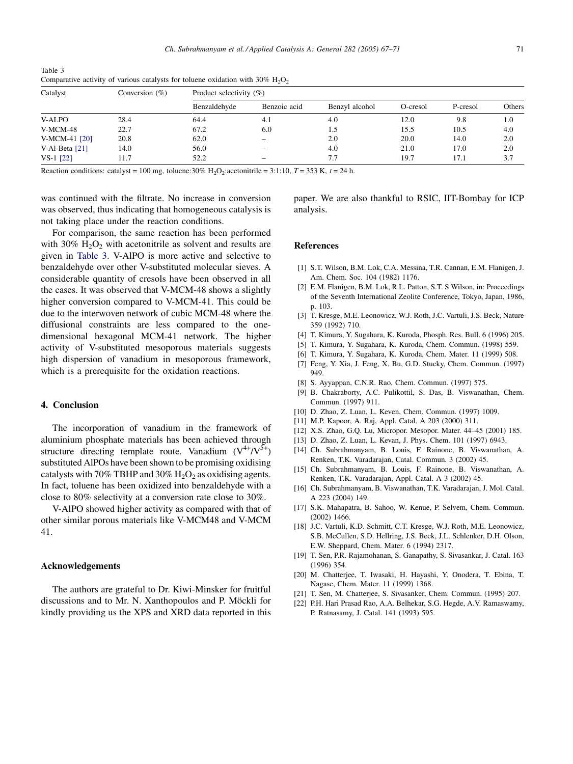Table 3
Comparative activity of various catalysts for toluene oxidation with 30% $H_2O_2$

| Catalyst | Conversion (%) | Product selectivity (%) | | | | | |
|---|---|---|---|---|---|---|---|
| | | Benzaldehyde | Benzoic acid | Benzyl alcohol | O-cresol | P-cresol | Others |
| V-ALPO | 28.4 | 64.4 | 4.1 | 4.0 | 12.0 | 9.8 | 1.0 |
| V-MCM-48 | 22.7 | 67.2 | 6.0 | 1.5 | 15.5 | 10.5 | 4.0 |
| V-MCM-41 [20] | 20.8 | 62.0 | – | 2.0 | 20.0 | 14.0 | 2.0 |
| V-Al-Beta [21] | 14.0 | 56.0 | – | 4.0 | 21.0 | 17.0 | 2.0 |
| VS-1 [22] | 11.7 | 52.2 | – | 7.7 | 19.7 | 17.1 | 3.7 |

Reaction conditions: catalyst = 100 mg, toluene:30% $H_2O_2$:acetonitrile = 3:1:10, $T$ = 353 K, $t$ = 24 h.

was continued with the filtrate. No increase in conversion was observed, thus indicating that homogeneous catalysis is not taking place under the reaction conditions.

For comparison, the same reaction has been performed with 30% $H_2O_2$ with acetonitrile as solvent and results are given in Table 3. V-AlPO is more active and selective to benzaldehyde over other V-substituted molecular sieves. A considerable quantity of cresols have been observed in all the cases. It was observed that V-MCM-48 shows a slightly higher conversion compared to V-MCM-41. This could be due to the interwoven network of cubic MCM-48 where the diffusional constraints are less compared to the one-dimensional hexagonal MCM-41 network. The higher activity of V-substituted mesoporous materials suggests high dispersion of vanadium in mesoporous framework, which is a prerequisite for the oxidation reactions.

## 4. Conclusion

The incorporation of vanadium in the framework of aluminium phosphate materials has been achieved through structure directing template route. Vanadium ($V^{4+}/V^{5+}$) substituted AlPOs have been shown to be promising oxidising catalysts with 70% TBHP and 30% $H_2O_2$ as oxidising agents. In fact, toluene has been oxidized into benzaldehyde with a close to 80% selectivity at a conversion rate close to 30%.

V-AlPO showed higher activity as compared with that of other similar porous materials like V-MCM48 and V-MCM 41.

## Acknowledgements

The authors are grateful to Dr. Kiwi-Minsker for fruitful discussions and to Mr. N. Xanthopoulos and P. Möckli for kindly providing us the XPS and XRD data reported in this paper. We are also thankful to RSIC, IIT-Bombay for ICP analysis.

## References

[1] S.T. Wilson, B.M. Lok, C.A. Messina, T.R. Cannan, E.M. Flanigen, J. Am. Chem. Soc. 104 (1982) 1176.
[2] E.M. Flanigen, B.M. Lok, R.L. Patton, S.T. S Wilson, in: Proceedings of the Seventh International Zeolite Conference, Tokyo, Japan, 1986, p. 103.
[3] T. Kresge, M.E. Leonowicz, W.J. Roth, J.C. Vartuli, J.S. Beck, Nature 359 (1992) 710.
[4] T. Kimura, Y. Sugahara, K. Kuroda, Phosph. Res. Bull. 6 (1996) 205.
[5] T. Kimura, Y. Sugahara, K. Kuroda, Chem. Commun. (1998) 559.
[6] T. Kimura, Y. Sugahara, K. Kuroda, Chem. Mater. 11 (1999) 508.
[7] Feng, Y. Xia, J. Feng, X. Bu, G.D. Stucky, Chem. Commun. (1997) 949.
[8] S. Ayyappan, C.N.R. Rao, Chem. Commun. (1997) 575.
[9] B. Chakraborty, A.C. Pulikottil, S. Das, B. Viswanathan, Chem. Commun. (1997) 911.
[10] D. Zhao, Z. Luan, L. Keven, Chem. Commun. (1997) 1009.
[11] M.P. Kapoor, A. Raj, Appl. Catal. A 203 (2000) 311.
[12] X.S. Zhao, G.Q. Lu, Micropor. Mesopor. Mater. 44–45 (2001) 185.
[13] D. Zhao, Z. Luan, L. Kevan, J. Phys. Chem. 101 (1997) 6943.
[14] Ch. Subrahmanyam, B. Louis, F. Rainone, B. Viswanathan, A. Renken, T.K. Varadarajan, Catal. Commun. 3 (2002) 45.
[15] Ch. Subrahmanyam, B. Louis, F. Rainone, B. Viswanathan, A. Renken, T.K. Varadarajan, Appl. Catal. A 3 (2002) 45.
[16] Ch. Subrahmanyam, B. Viswanathan, T.K. Varadarajan, J. Mol. Catal. A 223 (2004) 149.
[17] S.K. Mahapatra, B. Sahoo, W. Kenue, P. Selvem, Chem. Commun. (2002) 1466.
[18] J.C. Vartuli, K.D. Schmitt, C.T. Kresge, W.J. Roth, M.E. Leonowicz, S.B. McCullen, S.D. Hellring, J.S. Beck, J.L. Schlenker, D.H. Olson, E.W. Sheppard, Chem. Mater. 6 (1994) 2317.
[19] T. Sen, P.R. Rajamohanan, S. Ganapathy, S. Sivasankar, J. Catal. 163 (1996) 354.
[20] M. Chatterjee, T. Iwasaki, H. Hayashi, Y. Onodera, T. Ebina, T. Nagase, Chem. Mater. 11 (1999) 1368.
[21] T. Sen, M. Chatterjee, S. Sivasanker, Chem. Commun. (1995) 207.
[22] P.H. Hari Prasad Rao, A.A. Belhekar, S.G. Hegde, A.V. Ramaswamy, P. Ratnasamy, J. Catal. 141 (1993) 595.